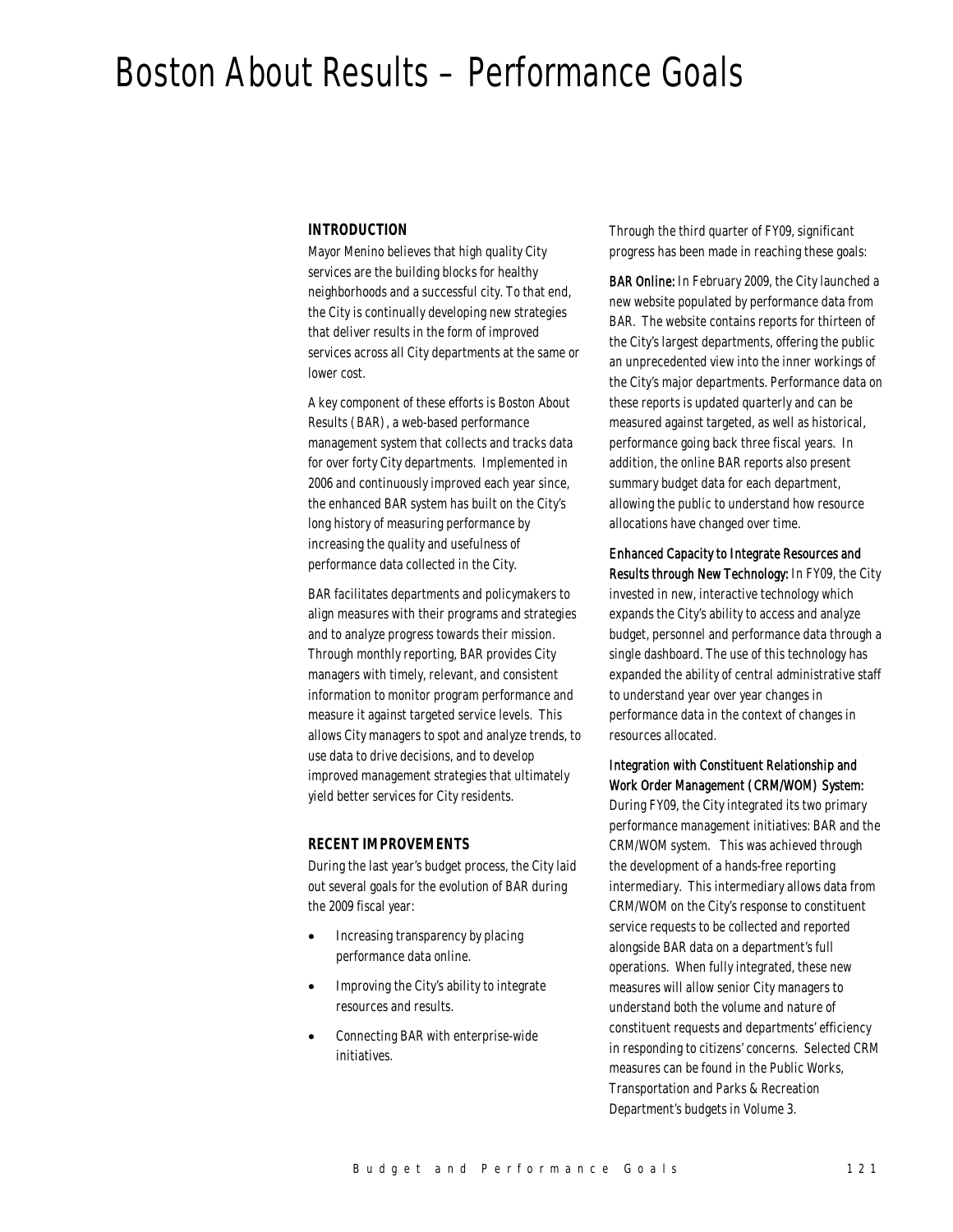# Boston About Results – Performance Goals

## INTRODUCTION

Mayor Menino believes that high quality City services are the building blocks for healthy neighborhoods and a successful city. To that end, the City is continually developing new strategies that deliver results in the form of improved services across all City departments at the same or lower cost.

A key component of these efforts is Boston About Results (BAR), a web-based performance management system that collects and tracks data for over forty City departments. Implemented in 2006 and continuously improved each year since, the enhanced BAR system has built on the City's long history of measuring performance by increasing the quality and usefulness of performance data collected in the City.

BAR facilitates departments and policymakers to align measures with their programs and strategies and to analyze progress towards their mission. Through monthly reporting, BAR provides City managers with timely, relevant, and consistent information to monitor program performance and measure it against targeted service levels. This allows City managers to spot and analyze trends, to use data to drive decisions, and to develop improved management strategies that ultimately yield better services for City residents.

## RECENT IMPROVEMENTS

During the last year's budget process, the City laid out several goals for the evolution of BAR during the 2009 fiscal year:

- Increasing transparency by placing performance data online.
- Improving the City's ability to integrate resources and results.
- Connecting BAR with enterprise-wide initiatives.

Through the third quarter of FY09, significant progress has been made in reaching these goals:

*BAR Online:* In February 2009, the City launched a new website populated by performance data from BAR. The website contains reports for thirteen of the City's largest departments, offering the public an unprecedented view into the inner workings of the City's major departments. Performance data on these reports is updated quarterly and can be measured against targeted, as well as historical, performance going back three fiscal years. In addition, the online BAR reports also present summary budget data for each department, allowing the public to understand how resource allocations have changed over time.

*Enhanced Capacity to Integrate Resources and Results through New Technology:* In FY09, the City invested in new, interactive technology which expands the City's ability to access and analyze budget, personnel and performance data through a single dashboard. The use of this technology has expanded the ability of central administrative staff to understand year over year changes in performance data in the context of changes in resources allocated.

*Integration with Constituent Relationship and Work Order Management (CRM/WOM) System:* During FY09, the City integrated its two primary performance management initiatives: BAR and the CRM/WOM system. This was achieved through the development of a hands-free reporting intermediary. This intermediary allows data from CRM/WOM on the City's response to constituent service requests to be collected and reported alongside BAR data on a department's full operations. When fully integrated, these new measures will allow senior City managers to understand both the volume and nature of constituent requests and departments' efficiency in responding to citizens' concerns. Selected CRM measures can be found in the Public Works, Transportation and Parks & Recreation Department's budgets in Volume 3.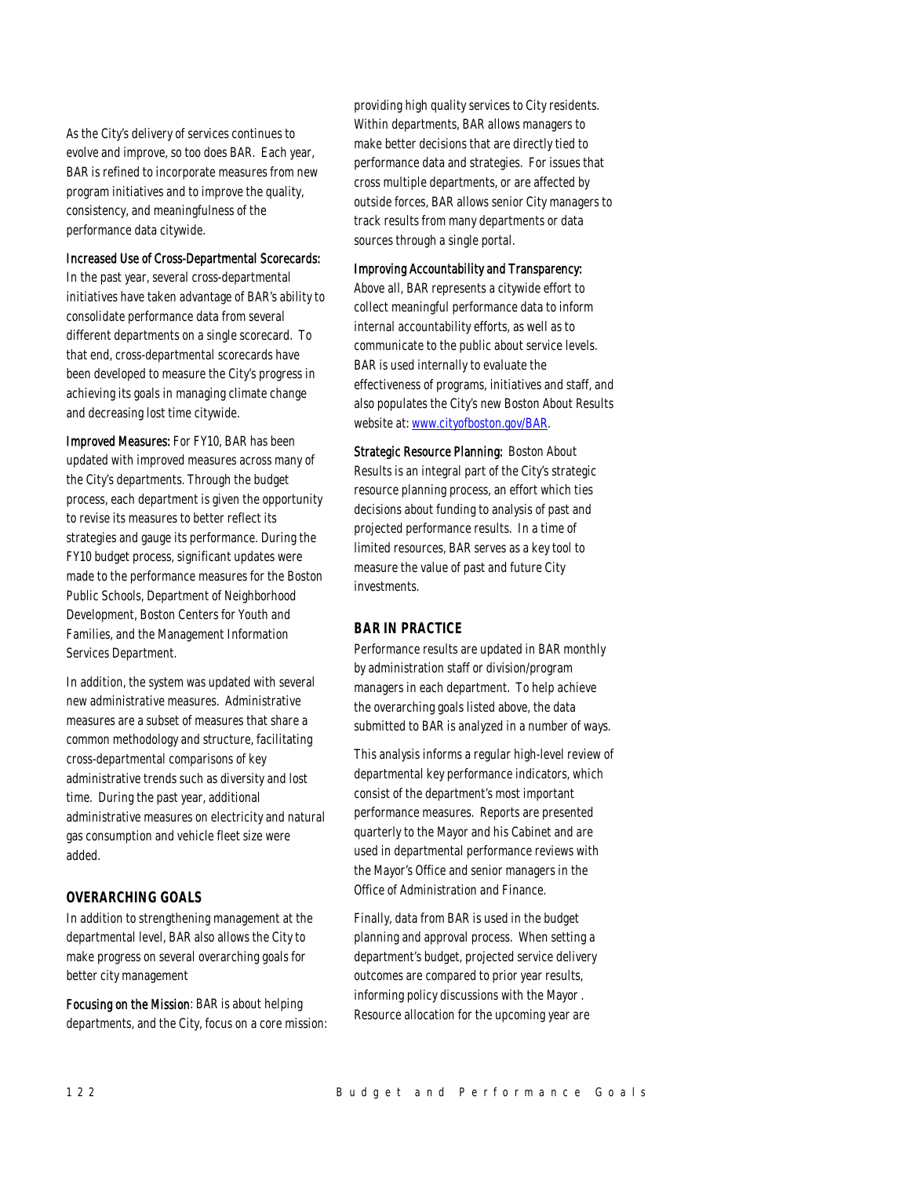As the City's delivery of services continues to evolve and improve, so too does BAR. Each year, BAR is refined to incorporate measures from new program initiatives and to improve the quality, consistency, and meaningfulness of the performance data citywide.

Increased Use of Cross-Departmental Scorecards: In the past year, several cross-departmental initiatives have taken advantage of BAR's ability to consolidate performance data from several different departments on a single scorecard. To that end, cross-departmental scorecards have been developed to measure the City's progress in achieving its goals in managing climate change and decreasing lost time citywide.

Improved Measures: For FY10, BAR has been updated with improved measures across many of the City's departments. Through the budget process, each department is given the opportunity to revise its measures to better reflect its strategies and gauge its performance. During the FY10 budget process, significant updates were made to the performance measures for the Boston Public Schools, Department of Neighborhood Development, Boston Centers for Youth and Families, and the Management Information Services Department.

In addition, the system was updated with several new administrative measures. Administrative measures are a subset of measures that share a common methodology and structure, facilitating cross-departmental comparisons of key administrative trends such as diversity and lost time. During the past year, additional administrative measures on electricity and natural gas consumption and vehicle fleet size were added.

### OVERARCHING GOALS

In addition to strengthening management at the departmental level, BAR also allows the City to make progress on several overarching goals for better city management

Focusing on the Mission: BAR is about helping departments, and the City, focus on a core mission: providing high quality services to City residents. Within departments, BAR allows managers to make better decisions that are directly tied to performance data and strategies. For issues that cross multiple departments, or are affected by outside forces, BAR allows senior City managers to track results from many departments or data sources through a single portal.

Improving Accountability and Transparency: Above all, BAR represents a citywide effort to collect meaningful performance data to inform internal accountability efforts, as well as to communicate to the public about service levels. BAR is used internally to evaluate the effectiveness of programs, initiatives and staff, and also populates the City's new Boston About Results website at: www.cityofboston.gov/BAR.

Strategic Resource Planning: Boston About Results is an integral part of the City's strategic resource planning process, an effort which ties decisions about funding to analysis of past and projected performance results. In a time of limited resources, BAR serves as a key tool to measure the value of past and future City investments.

### BAR IN PRACTICE

Performance results are updated in BAR monthly by administration staff or division/program managers in each department. To help achieve the overarching goals listed above, the data submitted to BAR is analyzed in a number of ways.

This analysis informs a regular high-level review of departmental key performance indicators, which consist of the department's most important performance measures. Reports are presented quarterly to the Mayor and his Cabinet and are used in departmental performance reviews with the Mayor's Office and senior managers in the Office of Administration and Finance.

Finally, data from BAR is used in the budget planning and approval process. When setting a department's budget, projected service delivery outcomes are compared to prior year results, informing policy discussions with the Mayor . Resource allocation for the upcoming year are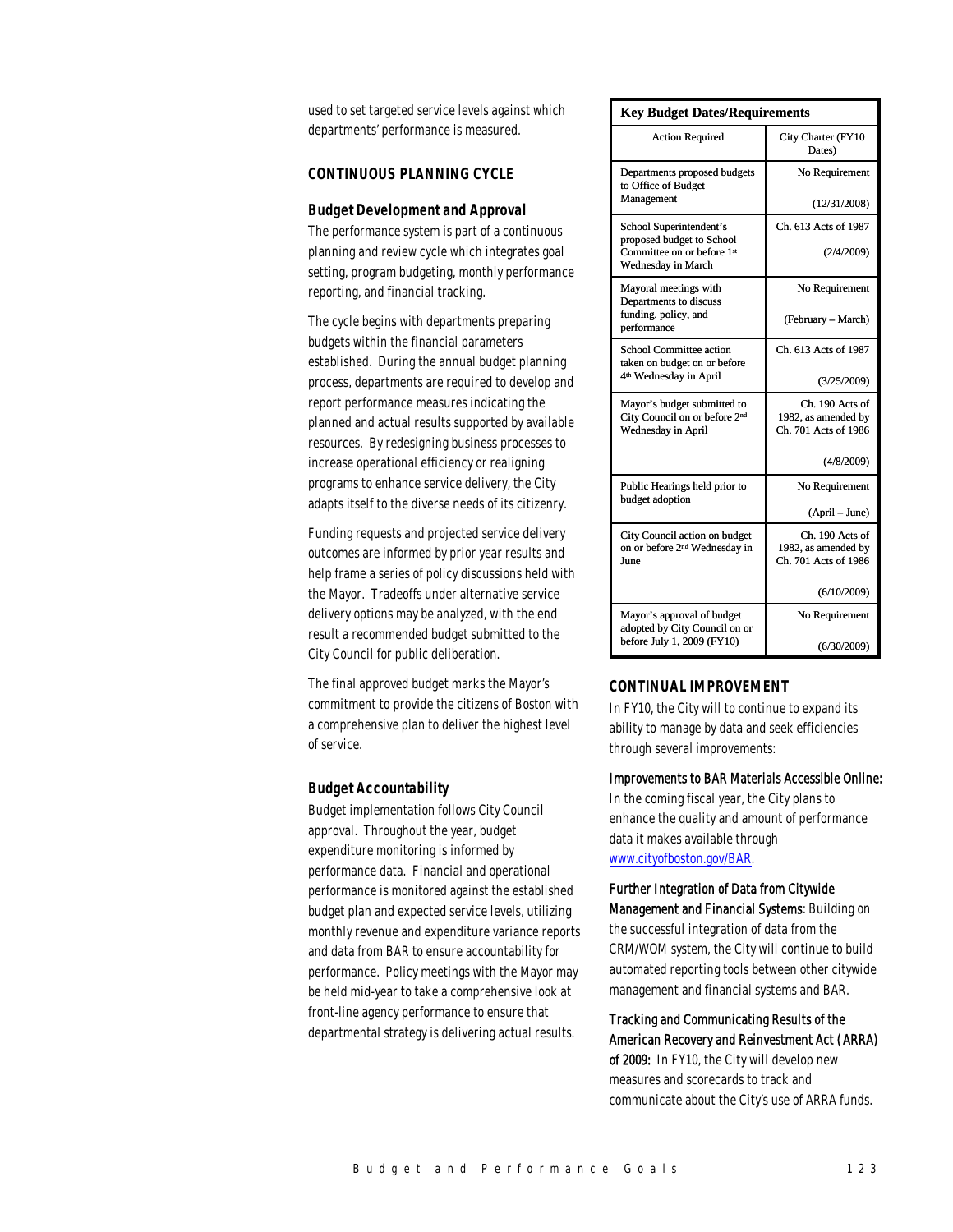used to set targeted service levels against which departments' performance is measured.

## CONTINUOUS PLANNING CYCLE

### Budget Development and Approval

The performance system is part of a continuous planning and review cycle which integrates goal setting, program budgeting, monthly performance reporting, and financial tracking.

The cycle begins with departments preparing budgets within the financial parameters established. During the annual budget planning process, departments are required to develop and report performance measures indicating the planned and actual results supported by available resources. By redesigning business processes to increase operational efficiency or realigning programs to enhance service delivery, the City adapts itself to the diverse needs of its citizenry.

Funding requests and projected service delivery outcomes are informed by prior year results and help frame a series of policy discussions held with the Mayor. Tradeoffs under alternative service delivery options may be analyzed, with the end result a recommended budget submitted to the City Council for public deliberation.

The final approved budget marks the Mayor's commitment to provide the citizens of Boston with a comprehensive plan to deliver the highest level of service.

### Budget Accountability

Budget implementation follows City Council approval. Throughout the year, budget expenditure monitoring is informed by performance data. Financial and operational performance is monitored against the established budget plan and expected service levels, utilizing monthly revenue and expenditure variance reports and data from BAR to ensure accountability for performance. Policy meetings with the Mayor may be held mid-year to take a comprehensive look at front-line agency performance to ensure that departmental strategy is delivering actual results.

**Key Budget Dates/Requirements**

| Action Required | City Charter (FY10 Dates) |
|---|---|
| Departments proposed budgets to Office of Budget Management | No Requirement (12/31/2008) |
| School Superintendent's proposed budget to School Committee on or before 1st Wednesday in March | Ch. 613 Acts of 1987 (2/4/2009) |
| Mayoral meetings with Departments to discuss funding, policy, and performance | No Requirement (February – March) |
| School Committee action taken on budget on or before 4th Wednesday in April | Ch. 613 Acts of 1987 (3/25/2009) |
| Mayor's budget submitted to City Council on or before 2nd Wednesday in April | Ch. 190 Acts of 1982, as amended by Ch. 701 Acts of 1986 (4/8/2009) |
| Public Hearings held prior to budget adoption | No Requirement (April – June) |
| City Council action on budget on or before 2nd Wednesday in June | Ch. 190 Acts of 1982, as amended by Ch. 701 Acts of 1986 (6/10/2009) |
| Mayor's approval of budget adopted by City Council on or before July 1, 2009 (FY10) | No Requirement (6/30/2009) |

## CONTINUAL IMPROVEMENT

In FY10, the City will to continue to expand its ability to manage by data and seek efficiencies through several improvements:

**Improvements to BAR Materials Accessible Online:** In the coming fiscal year, the City plans to enhance the quality and amount of performance data it makes available through www.cityofboston.gov/BAR.

**Further Integration of Data from Citywide Management and Financial Systems**: Building on the successful integration of data from the CRM/WOM system, the City will continue to build automated reporting tools between other citywide management and financial systems and BAR.

**Tracking and Communicating Results of the American Recovery and Reinvestment Act (ARRA) of 2009:** In FY10, the City will develop new measures and scorecards to track and communicate about the City's use of ARRA funds.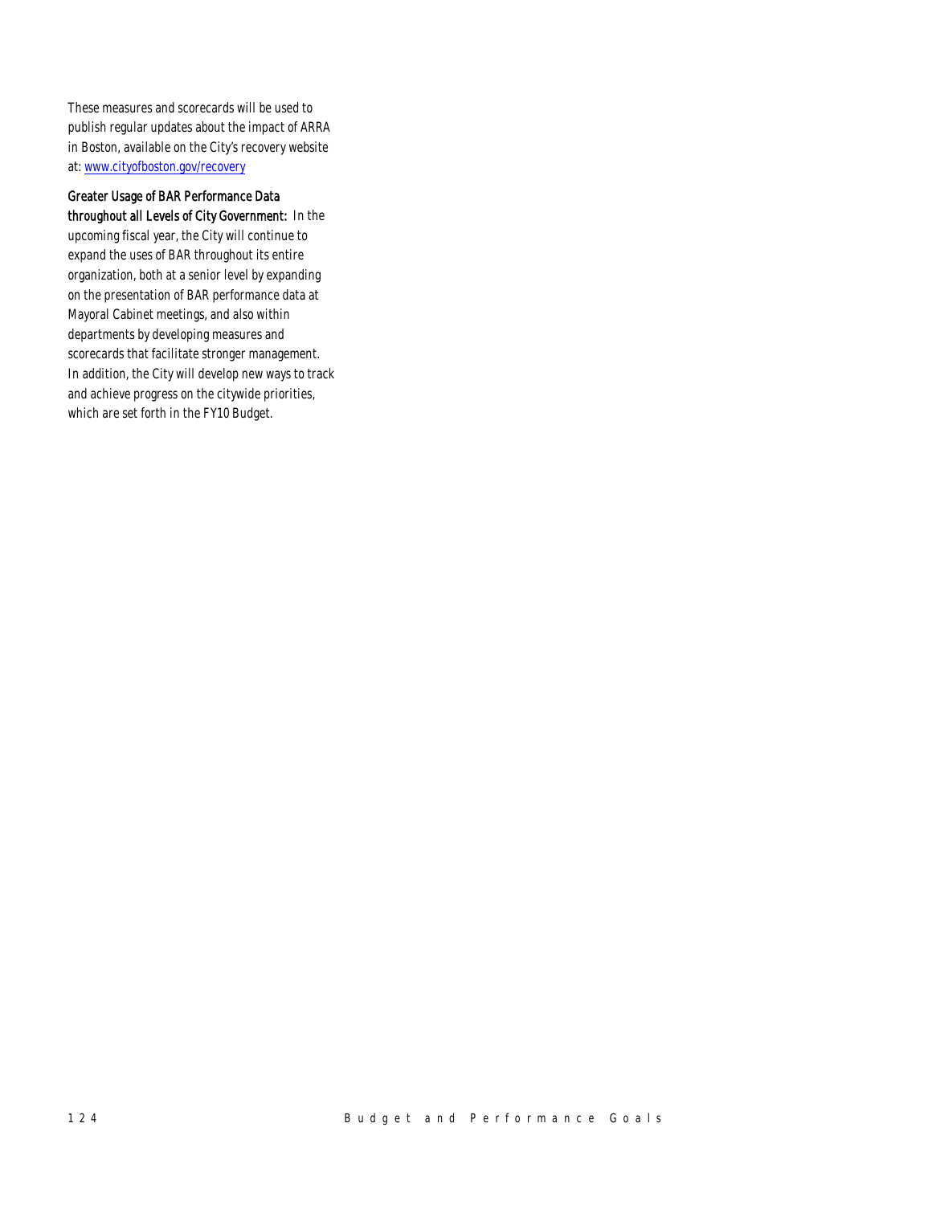These measures and scorecards will be used to publish regular updates about the impact of ARRA in Boston, available on the City's recovery website at: [www.cityofboston.gov/recovery](http://www.cityofboston.gov/recovery)

**Greater Usage of BAR Performance Data throughout all Levels of City Government:** In the upcoming fiscal year, the City will continue to expand the uses of BAR throughout its entire organization, both at a senior level by expanding on the presentation of BAR performance data at Mayoral Cabinet meetings, and also within departments by developing measures and scorecards that facilitate stronger management. In addition, the City will develop new ways to track and achieve progress on the citywide priorities, which are set forth in the FY10 Budget.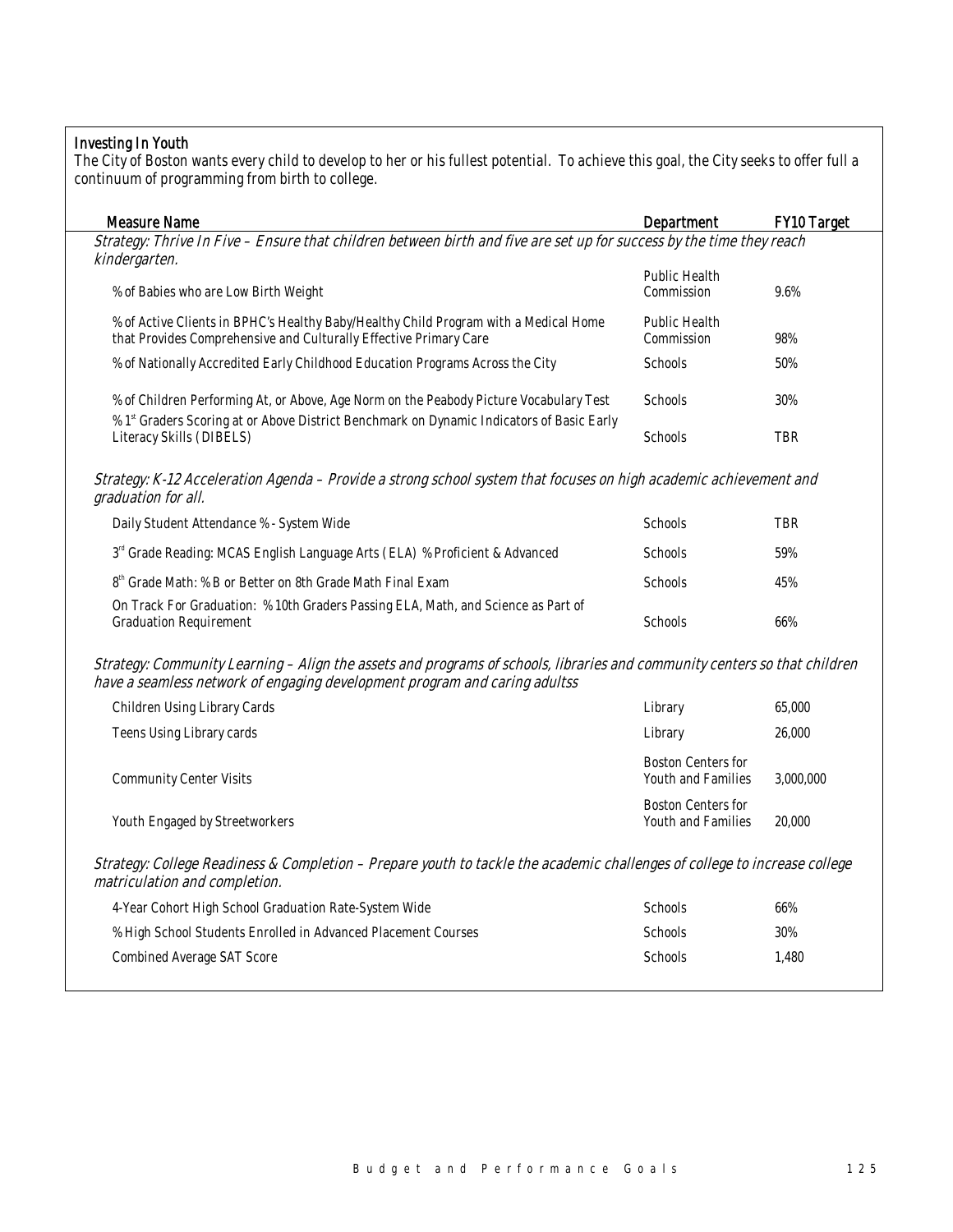### Investing In Youth

The City of Boston wants every child to develop to her or his fullest potential. To achieve this goal, the City seeks to offer full a continuum of programming from birth to college.

| Measure Name | Department | FY10 Target |
|---|---|---|
| *Strategy: Thrive In Five – Ensure that children between birth and five are set up for success by the time they reach kindergarten.* | | |
| % of Babies who are Low Birth Weight | Public Health Commission | 9.6% |
| % of Active Clients in BPHC's Healthy Baby/Healthy Child Program with a Medical Home that Provides Comprehensive and Culturally Effective Primary Care | Public Health Commission | 98% |
| % of Nationally Accredited Early Childhood Education Programs Across the City | Schools | 50% |
| % of Children Performing At, or Above, Age Norm on the Peabody Picture Vocabulary Test | Schools | 30% |
| % 1st Graders Scoring at or Above District Benchmark on Dynamic Indicators of Basic Early Literacy Skills (DIBELS) | Schools | TBR |
| *Strategy: K-12 Acceleration Agenda – Provide a strong school system that focuses on high academic achievement and graduation for all.* | | |
| Daily Student Attendance % - System Wide | Schools | TBR |
| 3rd Grade Reading: MCAS English Language Arts (ELA) % Proficient & Advanced | Schools | 59% |
| 8th Grade Math: % B or Better on 8th Grade Math Final Exam | Schools | 45% |
| On Track For Graduation: % 10th Graders Passing ELA, Math, and Science as Part of Graduation Requirement | Schools | 66% |
| *Strategy: Community Learning – Align the assets and programs of schools, libraries and community centers so that children have a seamless network of engaging development program and caring adultss* | | |
| Children Using Library Cards | Library | 65,000 |
| Teens Using Library cards | Library | 26,000 |
| Community Center Visits | Boston Centers for Youth and Families | 3,000,000 |
| Youth Engaged by Streetworkers | Boston Centers for Youth and Families | 20,000 |
| *Strategy: College Readiness & Completion – Prepare youth to tackle the academic challenges of college to increase college matriculation and completion.* | | |
| 4-Year Cohort High School Graduation Rate-System Wide | Schools | 66% |
| % High School Students Enrolled in Advanced Placement Courses | Schools | 30% |
| Combined Average SAT Score | Schools | 1,480 |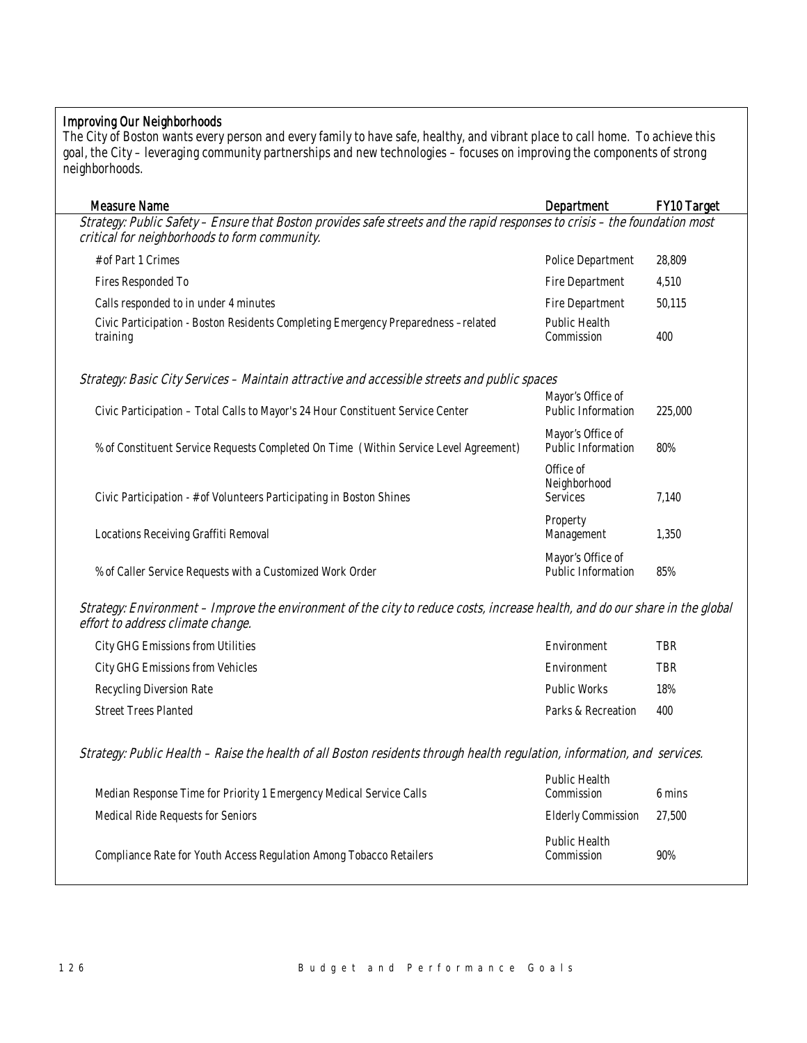## Improving Our Neighborhoods

The City of Boston wants every person and every family to have safe, healthy, and vibrant place to call home. To achieve this goal, the City – leveraging community partnerships and new technologies – focuses on improving the components of strong neighborhoods.

| Measure Name | Department | FY10 Target |
|---|---|---|
| *Strategy: Public Safety – Ensure that Boston provides safe streets and the rapid responses to crisis – the foundation most critical for neighborhoods to form community.* | | |
| # of Part 1 Crimes | Police Department | 28,809 |
| Fires Responded To | Fire Department | 4,510 |
| Calls responded to in under 4 minutes | Fire Department | 50,115 |
| Civic Participation - Boston Residents Completing Emergency Preparedness –related training | Public Health Commission | 400 |
| *Strategy: Basic City Services – Maintain attractive and accessible streets and public spaces* | | |
| Civic Participation – Total Calls to Mayor's 24 Hour Constituent Service Center | Mayor's Office of Public Information | 225,000 |
| % of Constituent Service Requests Completed On Time (Within Service Level Agreement) | Mayor's Office of Public Information | 80% |
| Civic Participation - # of Volunteers Participating in Boston Shines | Office of Neighborhood Services | 7,140 |
| Locations Receiving Graffiti Removal | Property Management | 1,350 |
| % of Caller Service Requests with a Customized Work Order | Mayor's Office of Public Information | 85% |
| *Strategy: Environment – Improve the environment of the city to reduce costs, increase health, and do our share in the global effort to address climate change.* | | |
| City GHG Emissions from Utilities | Environment | TBR |
| City GHG Emissions from Vehicles | Environment | TBR |
| Recycling Diversion Rate | Public Works | 18% |
| Street Trees Planted | Parks & Recreation | 400 |
| *Strategy: Public Health – Raise the health of all Boston residents through health regulation, information, and services.* | | |
| Median Response Time for Priority 1 Emergency Medical Service Calls | Public Health Commission | 6 mins |
| Medical Ride Requests for Seniors | Elderly Commission | 27,500 |
| Compliance Rate for Youth Access Regulation Among Tobacco Retailers | Public Health Commission | 90% |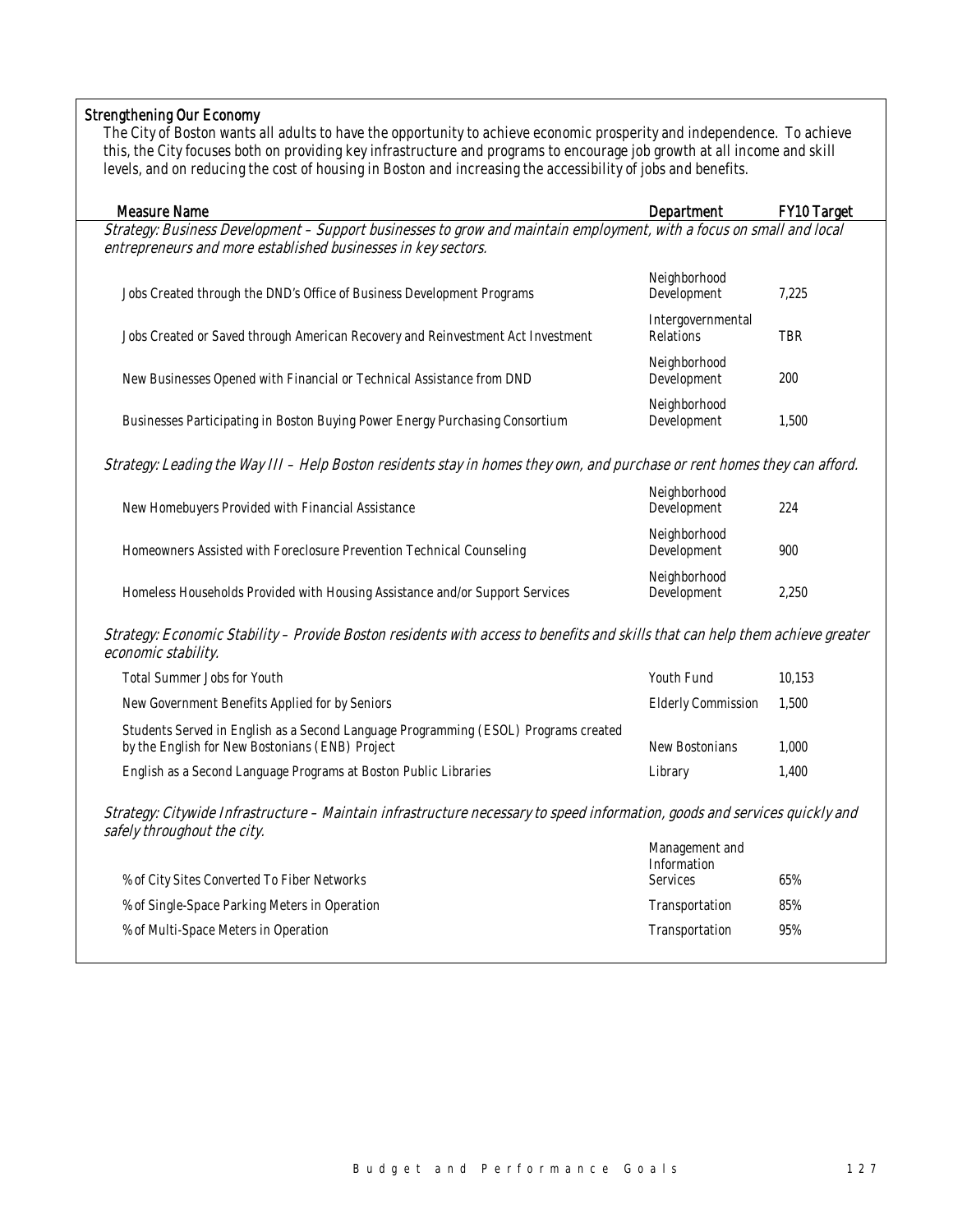## Strengthening Our Economy

The City of Boston wants all adults to have the opportunity to achieve economic prosperity and independence. To achieve this, the City focuses both on providing key infrastructure and programs to encourage job growth at all income and skill levels, and on reducing the cost of housing in Boston and increasing the accessibility of jobs and benefits.

| Measure Name | Department | FY10 Target |
|---|---|---|
| *Strategy: Business Development – Support businesses to grow and maintain employment, with a focus on small and local entrepreneurs and more established businesses in key sectors.* | | |
| Jobs Created through the DND's Office of Business Development Programs | Neighborhood Development | 7,225 |
| Jobs Created or Saved through American Recovery and Reinvestment Act Investment | Intergovernmental Relations | TBR |
| New Businesses Opened with Financial or Technical Assistance from DND | Neighborhood Development | 200 |
| Businesses Participating in Boston Buying Power Energy Purchasing Consortium | Neighborhood Development | 1,500 |
| *Strategy: Leading the Way III – Help Boston residents stay in homes they own, and purchase or rent homes they can afford.* | | |
| New Homebuyers Provided with Financial Assistance | Neighborhood Development | 224 |
| Homeowners Assisted with Foreclosure Prevention Technical Counseling | Neighborhood Development | 900 |
| Homeless Households Provided with Housing Assistance and/or Support Services | Neighborhood Development | 2,250 |
| *Strategy: Economic Stability – Provide Boston residents with access to benefits and skills that can help them achieve greater economic stability.* | | |
| Total Summer Jobs for Youth | Youth Fund | 10,153 |
| New Government Benefits Applied for by Seniors | Elderly Commission | 1,500 |
| Students Served in English as a Second Language Programming (ESOL) Programs created by the English for New Bostonians (ENB) Project | New Bostonians | 1,000 |
| English as a Second Language Programs at Boston Public Libraries | Library | 1,400 |
| *Strategy: Citywide Infrastructure – Maintain infrastructure necessary to speed information, goods and services quickly and safely throughout the city.* | | |
| % of City Sites Converted To Fiber Networks | Management and Information Services | 65% |
| % of Single-Space Parking Meters in Operation | Transportation | 85% |
| % of Multi-Space Meters in Operation | Transportation | 95% |